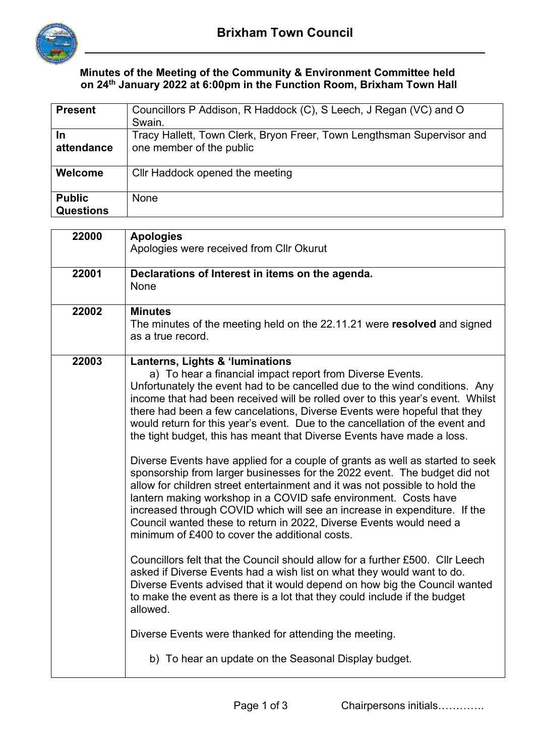# Brixham Town Council

**Minutes of the Meeting of the Community & Environment Committee held on 24th January 2022 at 6:00pm in the Function Room, Brixham Town Hall**

| | |
|---|---|
| **Present** | Councillors P Addison, R Haddock (C), S Leech, J Regan (VC) and O Swain. |
| **In attendance** | Tracy Hallett, Town Clerk, Bryon Freer, Town Lengthsman Supervisor and one member of the public |
| **Welcome** | Cllr Haddock opened the meeting |
| **Public Questions** | None |

| | |
|---|---|
| **22000** | **Apologies**<br>Apologies were received from Cllr Okurut |
| **22001** | **Declarations of Interest in items on the agenda.**<br>None |
| **22002** | **Minutes**<br>The minutes of the meeting held on the 22.11.21 were **resolved** and signed as a true record. |
| **22003** | **Lanterns, Lights & 'luminations**<br>a) To hear a financial impact report from Diverse Events.<br>Unfortunately the event had to be cancelled due to the wind conditions. Any income that had been received will be rolled over to this year's event. Whilst there had been a few cancelations, Diverse Events were hopeful that they would return for this year's event. Due to the cancellation of the event and the tight budget, this has meant that Diverse Events have made a loss.<br><br>Diverse Events have applied for a couple of grants as well as started to seek sponsorship from larger businesses for the 2022 event. The budget did not allow for children street entertainment and it was not possible to hold the lantern making workshop in a COVID safe environment. Costs have increased through COVID which will see an increase in expenditure. If the Council wanted these to return in 2022, Diverse Events would need a minimum of £400 to cover the additional costs.<br><br>Councillors felt that the Council should allow for a further £500. Cllr Leech asked if Diverse Events had a wish list on what they would want to do. Diverse Events advised that it would depend on how big the Council wanted to make the event as there is a lot that they could include if the budget allowed.<br><br>Diverse Events were thanked for attending the meeting.<br><br>b) To hear an update on the Seasonal Display budget. |

Chairpersons initials………….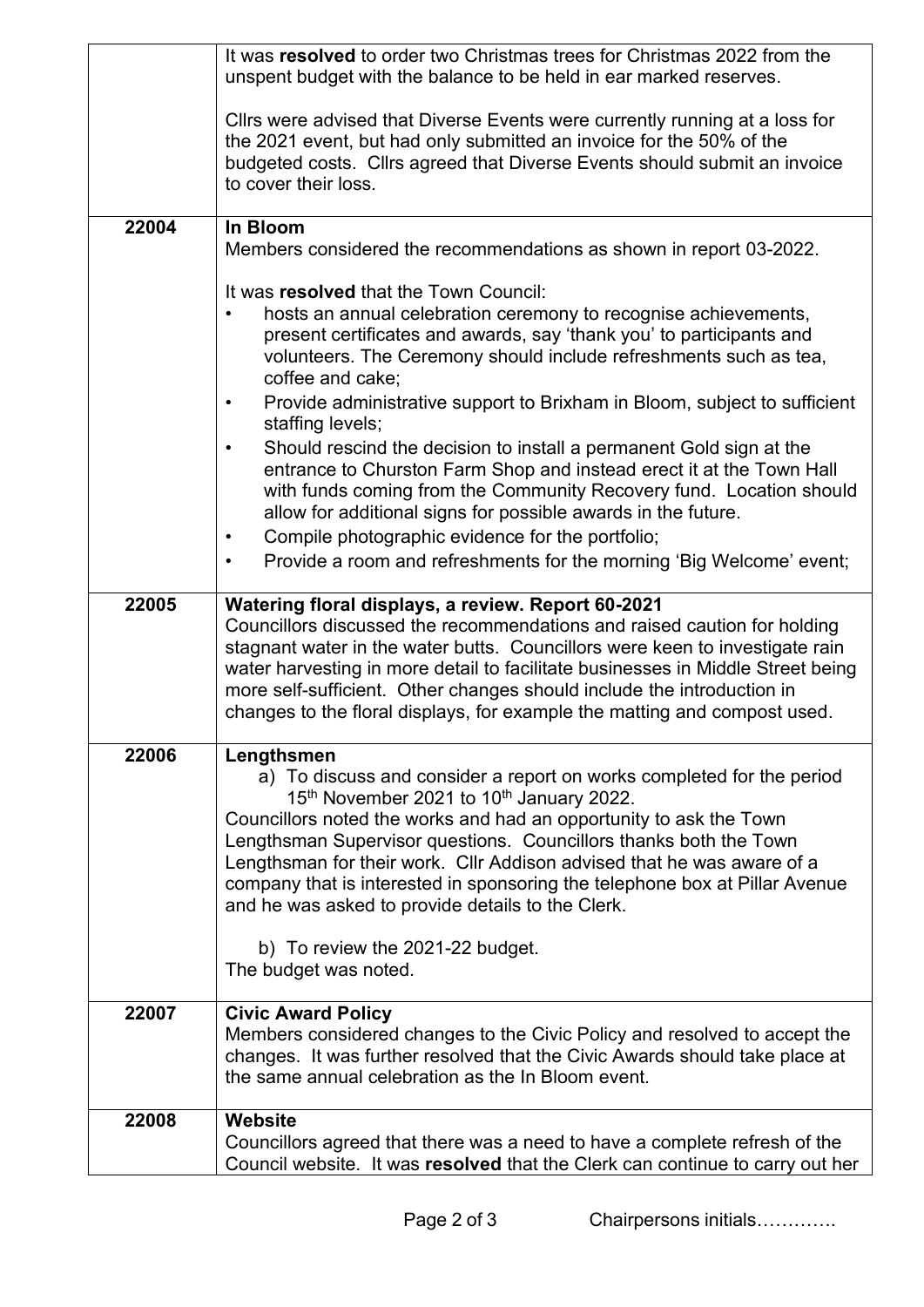| | |
|---|---|
| | It was **resolved** to order two Christmas trees for Christmas 2022 from the unspent budget with the balance to be held in ear marked reserves.<br><br>Cllrs were advised that Diverse Events were currently running at a loss for the 2021 event, but had only submitted an invoice for the 50% of the budgeted costs. Cllrs agreed that Diverse Events should submit an invoice to cover their loss. |
| **22004** | **In Bloom**<br>Members considered the recommendations as shown in report 03-2022.<br><br>It was **resolved** that the Town Council:<br>• hosts an annual celebration ceremony to recognise achievements, present certificates and awards, say 'thank you' to participants and volunteers. The Ceremony should include refreshments such as tea, coffee and cake;<br>• Provide administrative support to Brixham in Bloom, subject to sufficient staffing levels;<br>• Should rescind the decision to install a permanent Gold sign at the entrance to Churston Farm Shop and instead erect it at the Town Hall with funds coming from the Community Recovery fund. Location should allow for additional signs for possible awards in the future.<br>• Compile photographic evidence for the portfolio;<br>• Provide a room and refreshments for the morning 'Big Welcome' event; |
| **22005** | **Watering floral displays, a review. Report 60-2021**<br>Councillors discussed the recommendations and raised caution for holding stagnant water in the water butts. Councillors were keen to investigate rain water harvesting in more detail to facilitate businesses in Middle Street being more self-sufficient. Other changes should include the introduction in changes to the floral displays, for example the matting and compost used. |
| **22006** | **Lengthsmen**<br>a) To discuss and consider a report on works completed for the period 15th November 2021 to 10th January 2022.<br>Councillors noted the works and had an opportunity to ask the Town Lengthsman Supervisor questions. Councillors thanks both the Town Lengthsman for their work. Cllr Addison advised that he was aware of a company that is interested in sponsoring the telephone box at Pillar Avenue and he was asked to provide details to the Clerk.<br><br>b) To review the 2021-22 budget.<br>The budget was noted. |
| **22007** | **Civic Award Policy**<br>Members considered changes to the Civic Policy and resolved to accept the changes. It was further resolved that the Civic Awards should take place at the same annual celebration as the In Bloom event. |
| **22008** | **Website**<br>Councillors agreed that there was a need to have a complete refresh of the Council website. It was **resolved** that the Clerk can continue to carry out her |

Chairpersons initials………….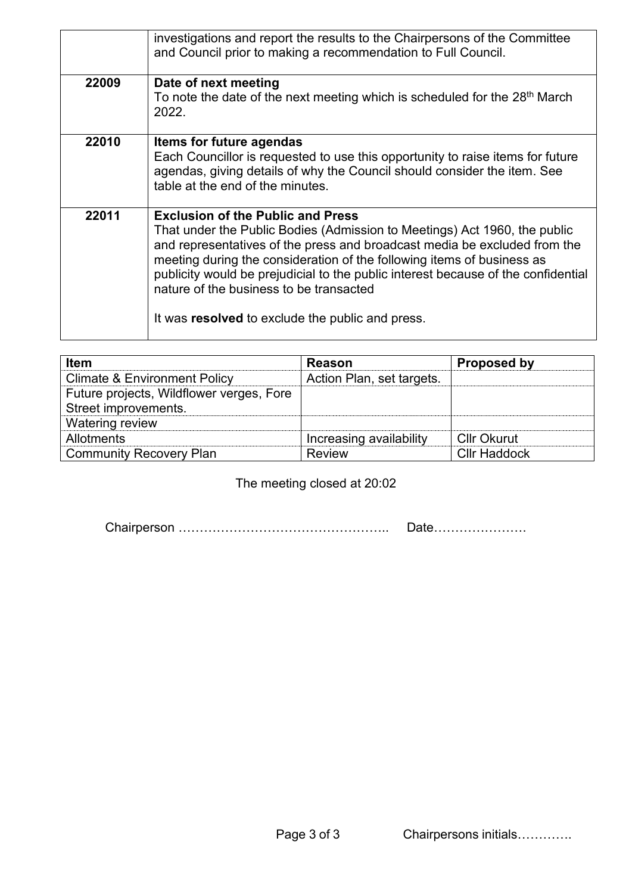| | |
|---|---|
| | investigations and report the results to the Chairpersons of the Committee and Council prior to making a recommendation to Full Council. |
| **22009** | **Date of next meeting**<br>To note the date of the next meeting which is scheduled for the 28th March 2022. |
| **22010** | **Items for future agendas**<br>Each Councillor is requested to use this opportunity to raise items for future agendas, giving details of why the Council should consider the item. See table at the end of the minutes. |
| **22011** | **Exclusion of the Public and Press**<br>That under the Public Bodies (Admission to Meetings) Act 1960, the public and representatives of the press and broadcast media be excluded from the meeting during the consideration of the following items of business as publicity would be prejudicial to the public interest because of the confidential nature of the business to be transacted<br><br>It was **resolved** to exclude the public and press. |

| Item | Reason | Proposed by |
|---|---|---|
| Climate & Environment Policy | Action Plan, set targets. | |
| Future projects, Wildflower verges, Fore Street improvements. | | |
| Watering review | | |
| Allotments | Increasing availability | Cllr Okurut |
| Community Recovery Plan | Review | Cllr Haddock |

The meeting closed at 20:02

Chairperson ………………………………………….. Date………………….

Chairpersons initials………….